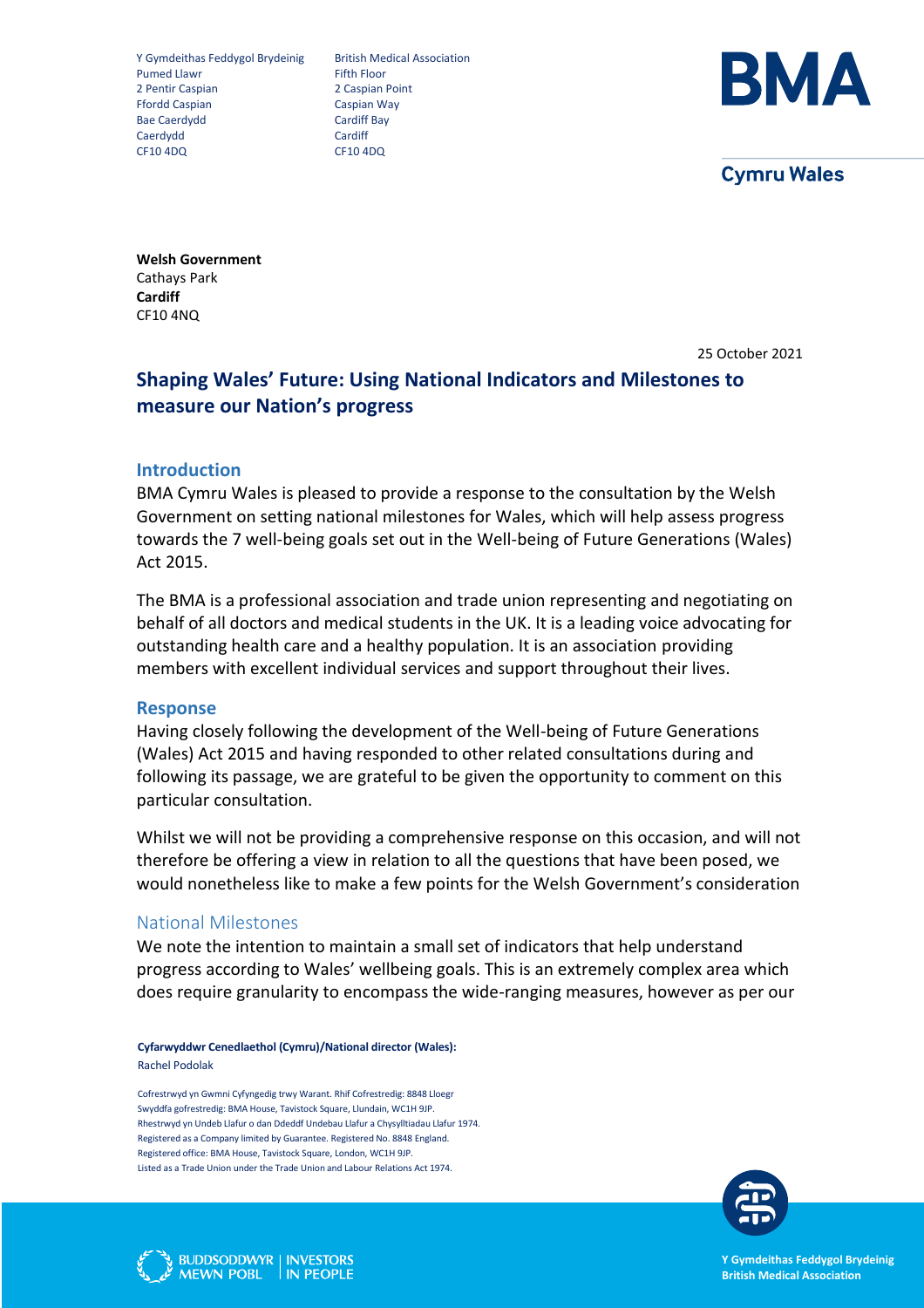Y Gymdeithas Feddygol Brydeinig
Pumed Llawr
2 Pentir Caspian
Ffordd Caspian
Bae Caerdydd
Caerdydd
CF10 4DQ

British Medical Association
Fifth Floor
2 Caspian Point
Caspian Way
Cardiff Bay
Cardiff
CF10 4DQ

BMA

Cymru Wales

**Welsh Government**
Cathays Park
**Cardiff**
CF10 4NQ

25 October 2021

# Shaping Wales' Future: Using National Indicators and Milestones to measure our Nation's progress

## Introduction

BMA Cymru Wales is pleased to provide a response to the consultation by the Welsh Government on setting national milestones for Wales, which will help assess progress towards the 7 well-being goals set out in the Well-being of Future Generations (Wales) Act 2015.

The BMA is a professional association and trade union representing and negotiating on behalf of all doctors and medical students in the UK. It is a leading voice advocating for outstanding health care and a healthy population. It is an association providing members with excellent individual services and support throughout their lives.

## Response

Having closely following the development of the Well-being of Future Generations (Wales) Act 2015 and having responded to other related consultations during and following its passage, we are grateful to be given the opportunity to comment on this particular consultation.

Whilst we will not be providing a comprehensive response on this occasion, and will not therefore be offering a view in relation to all the questions that have been posed, we would nonetheless like to make a few points for the Welsh Government's consideration

### National Milestones

We note the intention to maintain a small set of indicators that help understand progress according to Wales' wellbeing goals. This is an extremely complex area which does require granularity to encompass the wide-ranging measures, however as per our

**Cyfarwyddwr Cenedlaethol (Cymru)/National director (Wales):**
Rachel Podolak

Cofrestrwyd yn Gwmni Cyfyngedig trwy Warant. Rhif Cofrestredig: 8848 Lloegr
Swyddfa gofrestredig: BMA House, Tavistock Square, Llundain, WC1H 9JP.
Rhestrwyd yn Undeb Llafur o dan Ddeddf Undebau Llafur a Chysylltiadau Llafur 1974.
Registered as a Company limited by Guarantee. Registered No. 8848 England.
Registered office: BMA House, Tavistock Square, London, WC1H 9JP.
Listed as a Trade Union under the Trade Union and Labour Relations Act 1974.

BUDDSODDWYR MEWN POBL | INVESTORS IN PEOPLE

**Y Gymdeithas Feddygol Brydeinig**
**British Medical Association**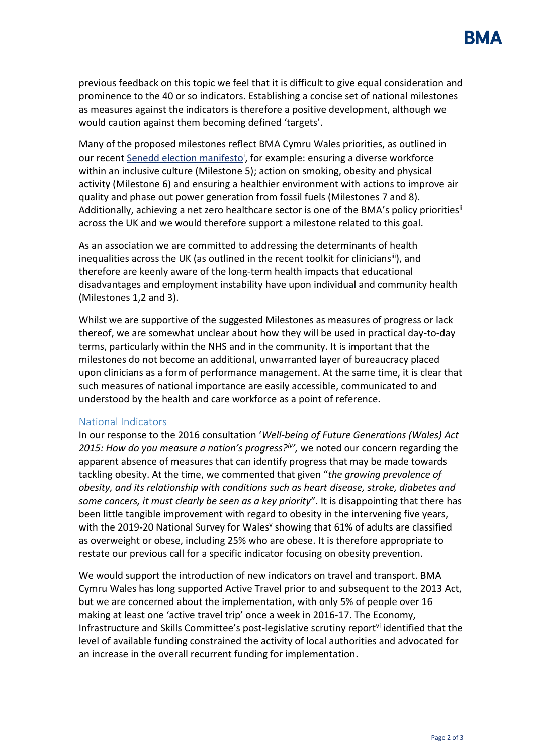previous feedback on this topic we feel that it is difficult to give equal consideration and prominence to the 40 or so indicators. Establishing a concise set of national milestones as measures against the indicators is therefore a positive development, although we would caution against them becoming defined 'targets'.

Many of the proposed milestones reflect BMA Cymru Wales priorities, as outlined in our recent Senedd election manifesto[i], for example: ensuring a diverse workforce within an inclusive culture (Milestone 5); action on smoking, obesity and physical activity (Milestone 6) and ensuring a healthier environment with actions to improve air quality and phase out power generation from fossil fuels (Milestones 7 and 8). Additionally, achieving a net zero healthcare sector is one of the BMA's policy priorities[ii] across the UK and we would therefore support a milestone related to this goal.

As an association we are committed to addressing the determinants of health inequalities across the UK (as outlined in the recent toolkit for clinicians[iii]), and therefore are keenly aware of the long-term health impacts that educational disadvantages and employment instability have upon individual and community health (Milestones 1,2 and 3).

Whilst we are supportive of the suggested Milestones as measures of progress or lack thereof, we are somewhat unclear about how they will be used in practical day-to-day terms, particularly within the NHS and in the community. It is important that the milestones do not become an additional, unwarranted layer of bureaucracy placed upon clinicians as a form of performance management. At the same time, it is clear that such measures of national importance are easily accessible, communicated to and understood by the health and care workforce as a point of reference.

## National Indicators

In our response to the 2016 consultation '*Well-being of Future Generations (Wales) Act 2015: How do you measure a nation's progress?*[iv]', we noted our concern regarding the apparent absence of measures that can identify progress that may be made towards tackling obesity. At the time, we commented that given "*the growing prevalence of obesity, and its relationship with conditions such as heart disease, stroke, diabetes and some cancers, it must clearly be seen as a key priority*". It is disappointing that there has been little tangible improvement with regard to obesity in the intervening five years, with the 2019-20 National Survey for Wales[v] showing that 61% of adults are classified as overweight or obese, including 25% who are obese. It is therefore appropriate to restate our previous call for a specific indicator focusing on obesity prevention.

We would support the introduction of new indicators on travel and transport. BMA Cymru Wales has long supported Active Travel prior to and subsequent to the 2013 Act, but we are concerned about the implementation, with only 5% of people over 16 making at least one 'active travel trip' once a week in 2016-17. The Economy, Infrastructure and Skills Committee's post-legislative scrutiny report[vi] identified that the level of available funding constrained the activity of local authorities and advocated for an increase in the overall recurrent funding for implementation.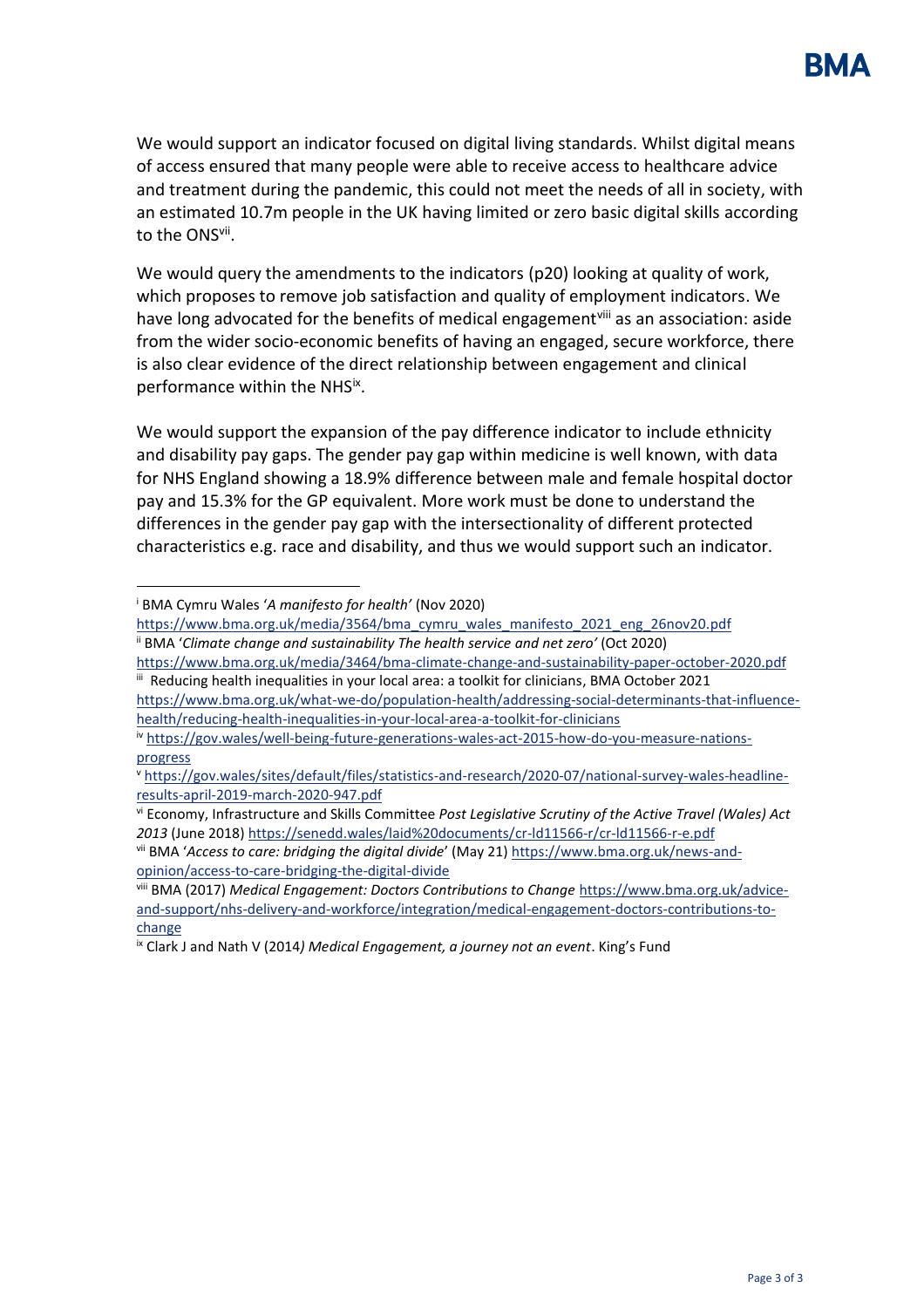We would support an indicator focused on digital living standards. Whilst digital means of access ensured that many people were able to receive access to healthcare advice and treatment during the pandemic, this could not meet the needs of all in society, with an estimated 10.7m people in the UK having limited or zero basic digital skills according to the ONS[vii].

We would query the amendments to the indicators (p20) looking at quality of work, which proposes to remove job satisfaction and quality of employment indicators. We have long advocated for the benefits of medical engagement[viii] as an association: aside from the wider socio-economic benefits of having an engaged, secure workforce, there is also clear evidence of the direct relationship between engagement and clinical performance within the NHS[ix].

We would support the expansion of the pay difference indicator to include ethnicity and disability pay gaps. The gender pay gap within medicine is well known, with data for NHS England showing a 18.9% difference between male and female hospital doctor pay and 15.3% for the GP equivalent. More work must be done to understand the differences in the gender pay gap with the intersectionality of different protected characteristics e.g. race and disability, and thus we would support such an indicator.

---

[i] BMA Cymru Wales '*A manifesto for health*' (Nov 2020) https://www.bma.org.uk/media/3564/bma_cymru_wales_manifesto_2021_eng_26nov20.pdf

[ii] BMA '*Climate change and sustainability The health service and net zero*' (Oct 2020) https://www.bma.org.uk/media/3464/bma-climate-change-and-sustainability-paper-october-2020.pdf

[iii] Reducing health inequalities in your local area: a toolkit for clinicians, BMA October 2021 https://www.bma.org.uk/what-we-do/population-health/addressing-social-determinants-that-influence-health/reducing-health-inequalities-in-your-local-area-a-toolkit-for-clinicians

[iv] https://gov.wales/well-being-future-generations-wales-act-2015-how-do-you-measure-nations-progress

[v] https://gov.wales/sites/default/files/statistics-and-research/2020-07/national-survey-wales-headline-results-april-2019-march-2020-947.pdf

[vi] Economy, Infrastructure and Skills Committee *Post Legislative Scrutiny of the Active Travel (Wales) Act 2013* (June 2018) https://senedd.wales/laid%20documents/cr-ld11566-r/cr-ld11566-r-e.pdf

[vii] BMA '*Access to care: bridging the digital divide*' (May 21) https://www.bma.org.uk/news-and-opinion/access-to-care-bridging-the-digital-divide

[viii] BMA (2017) *Medical Engagement: Doctors Contributions to Change* https://www.bma.org.uk/advice-and-support/nhs-delivery-and-workforce/integration/medical-engagement-doctors-contributions-to-change

[ix] Clark J and Nath V (2014*) Medical Engagement, a journey not an event*. King's Fund